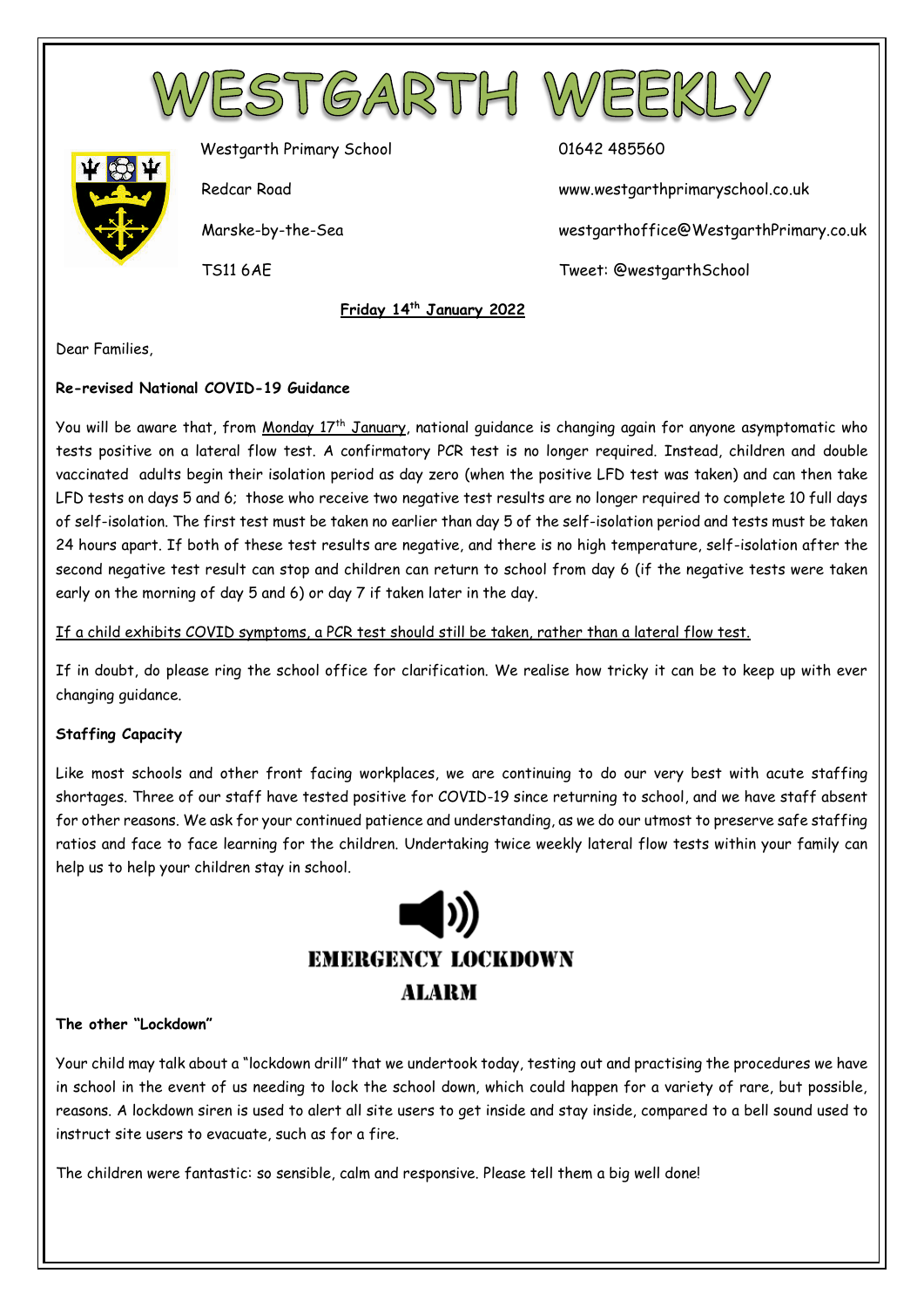# WESTGARTH WEEKLY

Westgarth Primary School
Redcar Road
Marske-by-the-Sea
TS11 6AE

01642 485560
www.westgarthprimaryschool.co.uk
westgarthoffice@WestgarthPrimary.co.uk
Tweet: @westgarthSchool

**Friday 14th January 2022**

Dear Families,

**Re-revised National COVID-19 Guidance**

You will be aware that, from Monday 17th January, national guidance is changing again for anyone asymptomatic who tests positive on a lateral flow test. A confirmatory PCR test is no longer required. Instead, children and double vaccinated adults begin their isolation period as day zero (when the positive LFD test was taken) and can then take LFD tests on days 5 and 6; those who receive two negative test results are no longer required to complete 10 full days of self-isolation. The first test must be taken no earlier than day 5 of the self-isolation period and tests must be taken 24 hours apart. If both of these test results are negative, and there is no high temperature, self-isolation after the second negative test result can stop and children can return to school from day 6 (if the negative tests were taken early on the morning of day 5 and 6) or day 7 if taken later in the day.

If a child exhibits COVID symptoms, a PCR test should still be taken, rather than a lateral flow test.

If in doubt, do please ring the school office for clarification. We realise how tricky it can be to keep up with ever changing guidance.

**Staffing Capacity**

Like most schools and other front facing workplaces, we are continuing to do our very best with acute staffing shortages. Three of our staff have tested positive for COVID-19 since returning to school, and we have staff absent for other reasons. We ask for your continued patience and understanding, as we do our utmost to preserve safe staffing ratios and face to face learning for the children. Undertaking twice weekly lateral flow tests within your family can help us to help your children stay in school.

EMERGENCY LOCKDOWN ALARM

**The other "Lockdown"**

Your child may talk about a "lockdown drill" that we undertook today, testing out and practising the procedures we have in school in the event of us needing to lock the school down, which could happen for a variety of rare, but possible, reasons. A lockdown siren is used to alert all site users to get inside and stay inside, compared to a bell sound used to instruct site users to evacuate, such as for a fire.

The children were fantastic: so sensible, calm and responsive. Please tell them a big well done!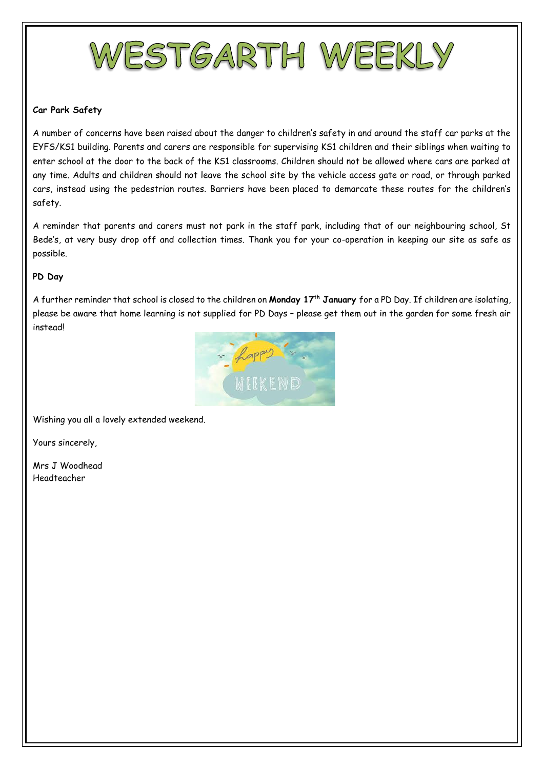# WESTGARTH WEEKLY

**Car Park Safety**

A number of concerns have been raised about the danger to children's safety in and around the staff car parks at the EYFS/KS1 building. Parents and carers are responsible for supervising KS1 children and their siblings when waiting to enter school at the door to the back of the KS1 classrooms. Children should not be allowed where cars are parked at any time. Adults and children should not leave the school site by the vehicle access gate or road, or through parked cars, instead using the pedestrian routes. Barriers have been placed to demarcate these routes for the children's safety.

A reminder that parents and carers must not park in the staff park, including that of our neighbouring school, St Bede's, at very busy drop off and collection times. Thank you for your co-operation in keeping our site as safe as possible.

**PD Day**

A further reminder that school is closed to the children on **Monday 17th January** for a PD Day. If children are isolating, please be aware that home learning is not supplied for PD Days – please get them out in the garden for some fresh air instead!

Wishing you all a lovely extended weekend.

Yours sincerely,

Mrs J Woodhead
Headteacher